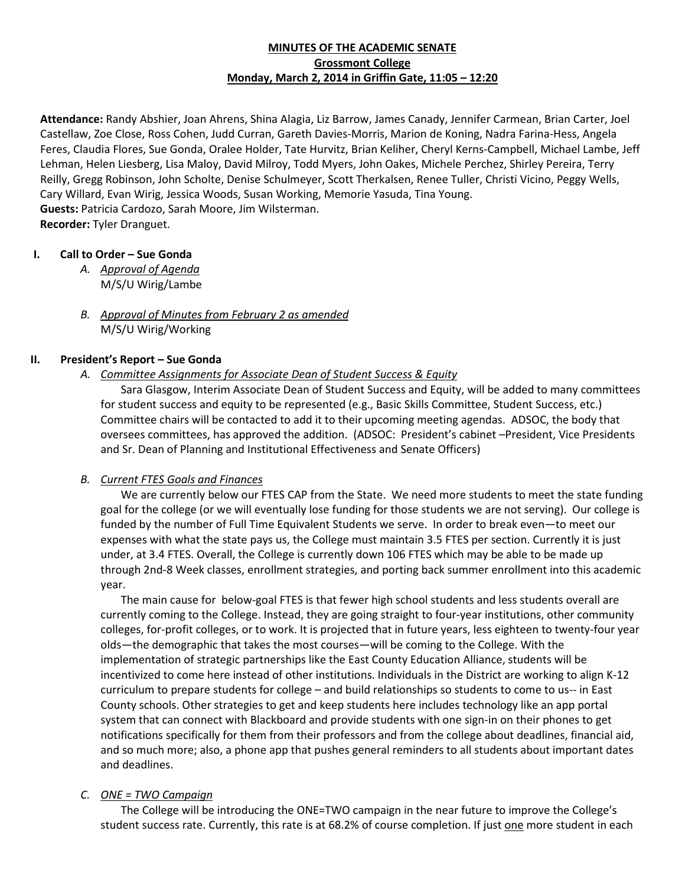**MINUTES OF THE ACADEMIC SENATE**
**Grossmont College**
**Monday, March 2, 2014 in Griffin Gate, 11:05 – 12:20**

**Attendance:** Randy Abshier, Joan Ahrens, Shina Alagia, Liz Barrow, James Canady, Jennifer Carmean, Brian Carter, Joel Castellaw, Zoe Close, Ross Cohen, Judd Curran, Gareth Davies-Morris, Marion de Koning, Nadra Farina-Hess, Angela Feres, Claudia Flores, Sue Gonda, Oralee Holder, Tate Hurvitz, Brian Keliher, Cheryl Kerns-Campbell, Michael Lambe, Jeff Lehman, Helen Liesberg, Lisa Maloy, David Milroy, Todd Myers, John Oakes, Michele Perchez, Shirley Pereira, Terry Reilly, Gregg Robinson, John Scholte, Denise Schulmeyer, Scott Therkalsen, Renee Tuller, Christi Vicino, Peggy Wells, Cary Willard, Evan Wirig, Jessica Woods, Susan Working, Memorie Yasuda, Tina Young.
**Guests:** Patricia Cardozo, Sarah Moore, Jim Wilsterman.
**Recorder:** Tyler Dranguet.

## I. Call to Order – Sue Gonda

*A. Approval of Agenda*
M/S/U Wirig/Lambe

*B. Approval of Minutes from February 2 as amended*
M/S/U Wirig/Working

## II. President's Report – Sue Gonda

*A. Committee Assignments for Associate Dean of Student Success & Equity*

Sara Glasgow, Interim Associate Dean of Student Success and Equity, will be added to many committees for student success and equity to be represented (e.g., Basic Skills Committee, Student Success, etc.) Committee chairs will be contacted to add it to their upcoming meeting agendas. ADSOC, the body that oversees committees, has approved the addition. (ADSOC: President's cabinet –President, Vice Presidents and Sr. Dean of Planning and Institutional Effectiveness and Senate Officers)

*B. Current FTES Goals and Finances*

We are currently below our FTES CAP from the State. We need more students to meet the state funding goal for the college (or we will eventually lose funding for those students we are not serving). Our college is funded by the number of Full Time Equivalent Students we serve. In order to break even—to meet our expenses with what the state pays us, the College must maintain 3.5 FTES per section. Currently it is just under, at 3.4 FTES. Overall, the College is currently down 106 FTES which may be able to be made up through 2nd-8 Week classes, enrollment strategies, and porting back summer enrollment into this academic year.

The main cause for below-goal FTES is that fewer high school students and less students overall are currently coming to the College. Instead, they are going straight to four-year institutions, other community colleges, for-profit colleges, or to work. It is projected that in future years, less eighteen to twenty-four year olds—the demographic that takes the most courses—will be coming to the College. With the implementation of strategic partnerships like the East County Education Alliance, students will be incentivized to come here instead of other institutions. Individuals in the District are working to align K-12 curriculum to prepare students for college – and build relationships so students to come to us-- in East County schools. Other strategies to get and keep students here includes technology like an app portal system that can connect with Blackboard and provide students with one sign-in on their phones to get notifications specifically for them from their professors and from the college about deadlines, financial aid, and so much more; also, a phone app that pushes general reminders to all students about important dates and deadlines.

*C. ONE = TWO Campaign*

The College will be introducing the ONE=TWO campaign in the near future to improve the College's student success rate. Currently, this rate is at 68.2% of course completion. If just one more student in each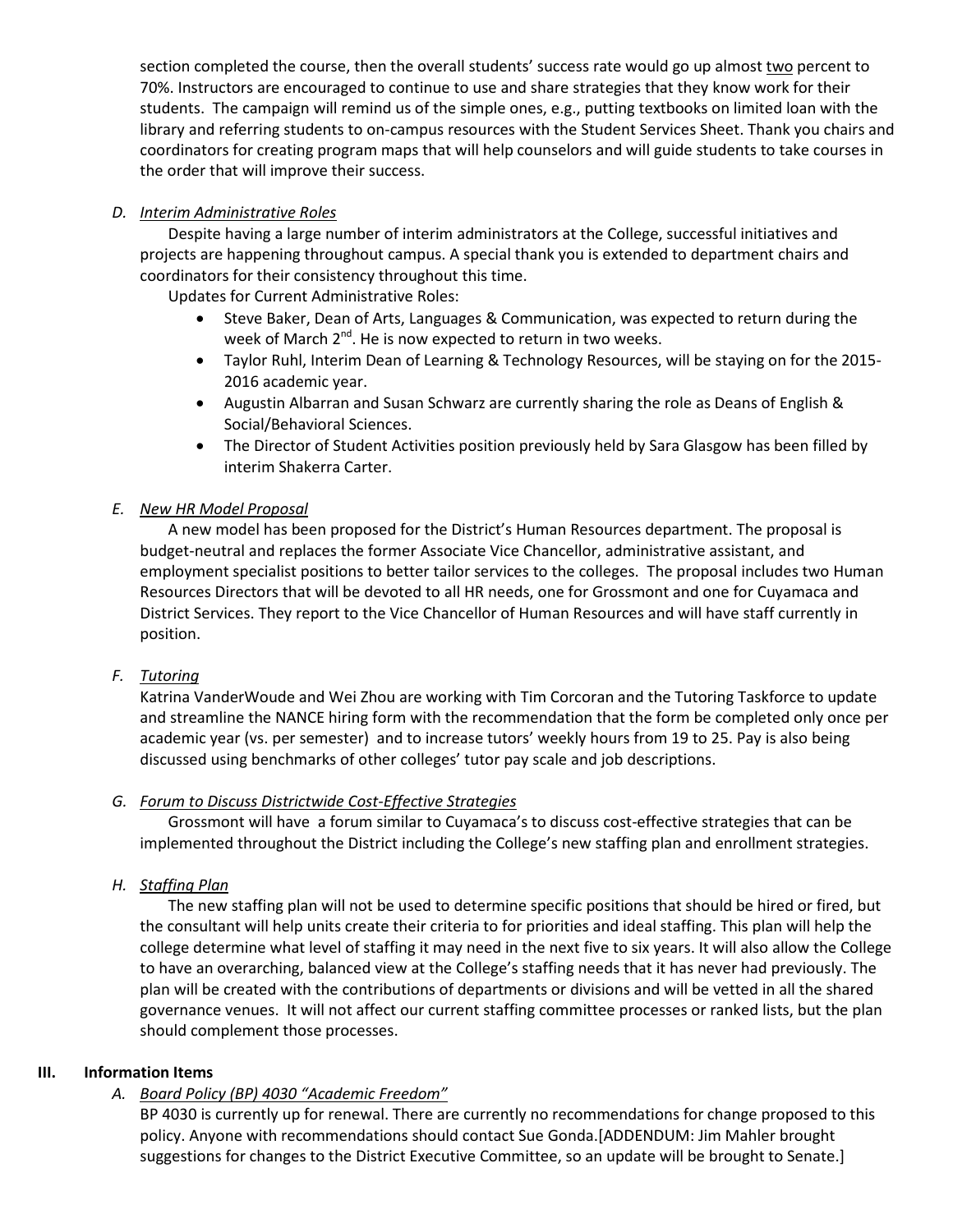section completed the course, then the overall students' success rate would go up almost two percent to 70%. Instructors are encouraged to continue to use and share strategies that they know work for their students. The campaign will remind us of the simple ones, e.g., putting textbooks on limited loan with the library and referring students to on-campus resources with the Student Services Sheet. Thank you chairs and coordinators for creating program maps that will help counselors and will guide students to take courses in the order that will improve their success.

*D. Interim Administrative Roles*

Despite having a large number of interim administrators at the College, successful initiatives and projects are happening throughout campus. A special thank you is extended to department chairs and coordinators for their consistency throughout this time.

Updates for Current Administrative Roles:

- Steve Baker, Dean of Arts, Languages & Communication, was expected to return during the week of March 2nd. He is now expected to return in two weeks.
- Taylor Ruhl, Interim Dean of Learning & Technology Resources, will be staying on for the 2015-2016 academic year.
- Augustin Albarran and Susan Schwarz are currently sharing the role as Deans of English & Social/Behavioral Sciences.
- The Director of Student Activities position previously held by Sara Glasgow has been filled by interim Shakerra Carter.

*E. New HR Model Proposal*

A new model has been proposed for the District's Human Resources department. The proposal is budget-neutral and replaces the former Associate Vice Chancellor, administrative assistant, and employment specialist positions to better tailor services to the colleges. The proposal includes two Human Resources Directors that will be devoted to all HR needs, one for Grossmont and one for Cuyamaca and District Services. They report to the Vice Chancellor of Human Resources and will have staff currently in position.

*F. Tutoring*

Katrina VanderWoude and Wei Zhou are working with Tim Corcoran and the Tutoring Taskforce to update and streamline the NANCE hiring form with the recommendation that the form be completed only once per academic year (vs. per semester) and to increase tutors' weekly hours from 19 to 25. Pay is also being discussed using benchmarks of other colleges' tutor pay scale and job descriptions.

*G. Forum to Discuss Districtwide Cost-Effective Strategies*

Grossmont will have a forum similar to Cuyamaca's to discuss cost-effective strategies that can be implemented throughout the District including the College's new staffing plan and enrollment strategies.

*H. Staffing Plan*

The new staffing plan will not be used to determine specific positions that should be hired or fired, but the consultant will help units create their criteria to for priorities and ideal staffing. This plan will help the college determine what level of staffing it may need in the next five to six years. It will also allow the College to have an overarching, balanced view at the College's staffing needs that it has never had previously. The plan will be created with the contributions of departments or divisions and will be vetted in all the shared governance venues. It will not affect our current staffing committee processes or ranked lists, but the plan should complement those processes.

**III. Information Items**

*A. Board Policy (BP) 4030 "Academic Freedom"*

BP 4030 is currently up for renewal. There are currently no recommendations for change proposed to this policy. Anyone with recommendations should contact Sue Gonda.[ADDENDUM: Jim Mahler brought suggestions for changes to the District Executive Committee, so an update will be brought to Senate.]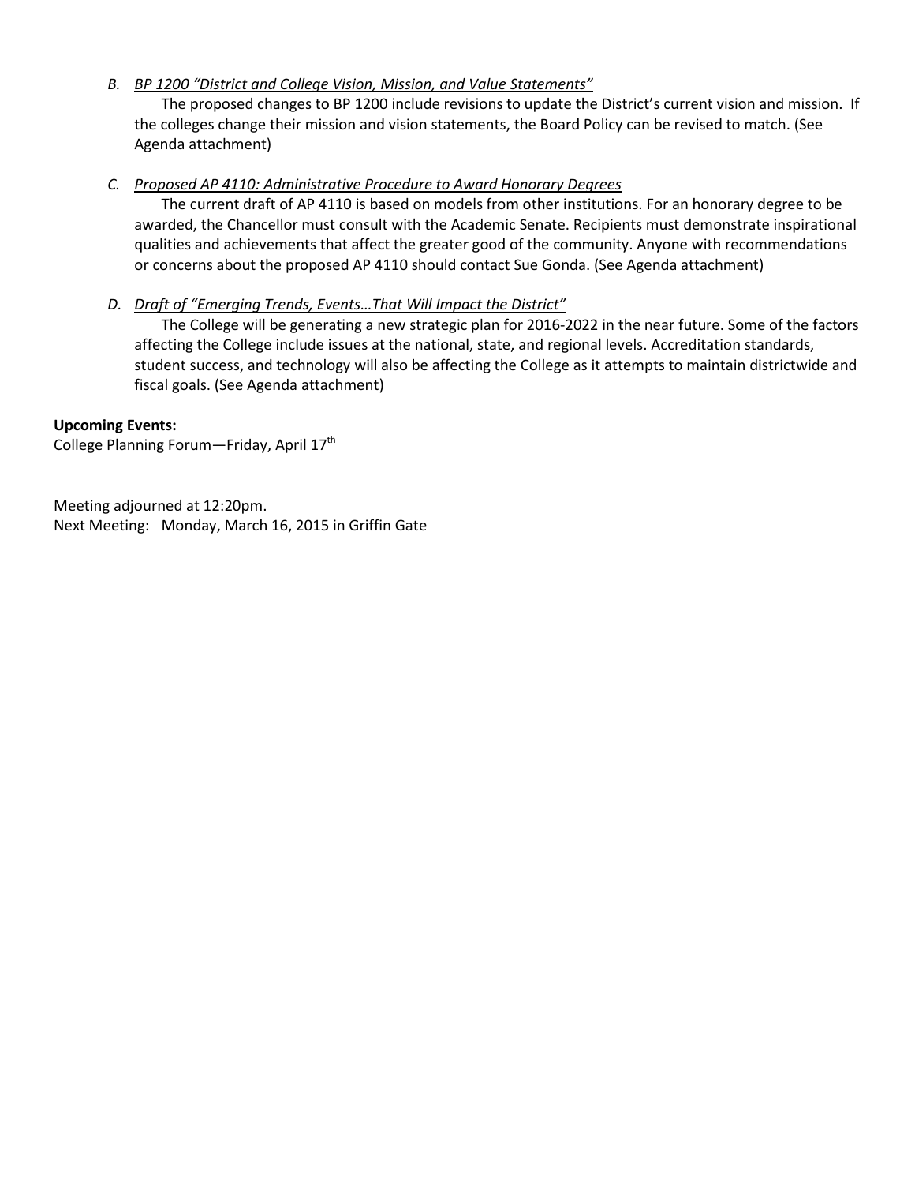B. *BP 1200 "District and College Vision, Mission, and Value Statements"*

The proposed changes to BP 1200 include revisions to update the District's current vision and mission. If the colleges change their mission and vision statements, the Board Policy can be revised to match. (See Agenda attachment)

C. *Proposed AP 4110: Administrative Procedure to Award Honorary Degrees*

The current draft of AP 4110 is based on models from other institutions. For an honorary degree to be awarded, the Chancellor must consult with the Academic Senate. Recipients must demonstrate inspirational qualities and achievements that affect the greater good of the community. Anyone with recommendations or concerns about the proposed AP 4110 should contact Sue Gonda. (See Agenda attachment)

D. *Draft of "Emerging Trends, Events…That Will Impact the District"*

The College will be generating a new strategic plan for 2016-2022 in the near future. Some of the factors affecting the College include issues at the national, state, and regional levels. Accreditation standards, student success, and technology will also be affecting the College as it attempts to maintain districtwide and fiscal goals. (See Agenda attachment)

**Upcoming Events:**

College Planning Forum—Friday, April 17th

Meeting adjourned at 12:20pm.

Next Meeting: Monday, March 16, 2015 in Griffin Gate